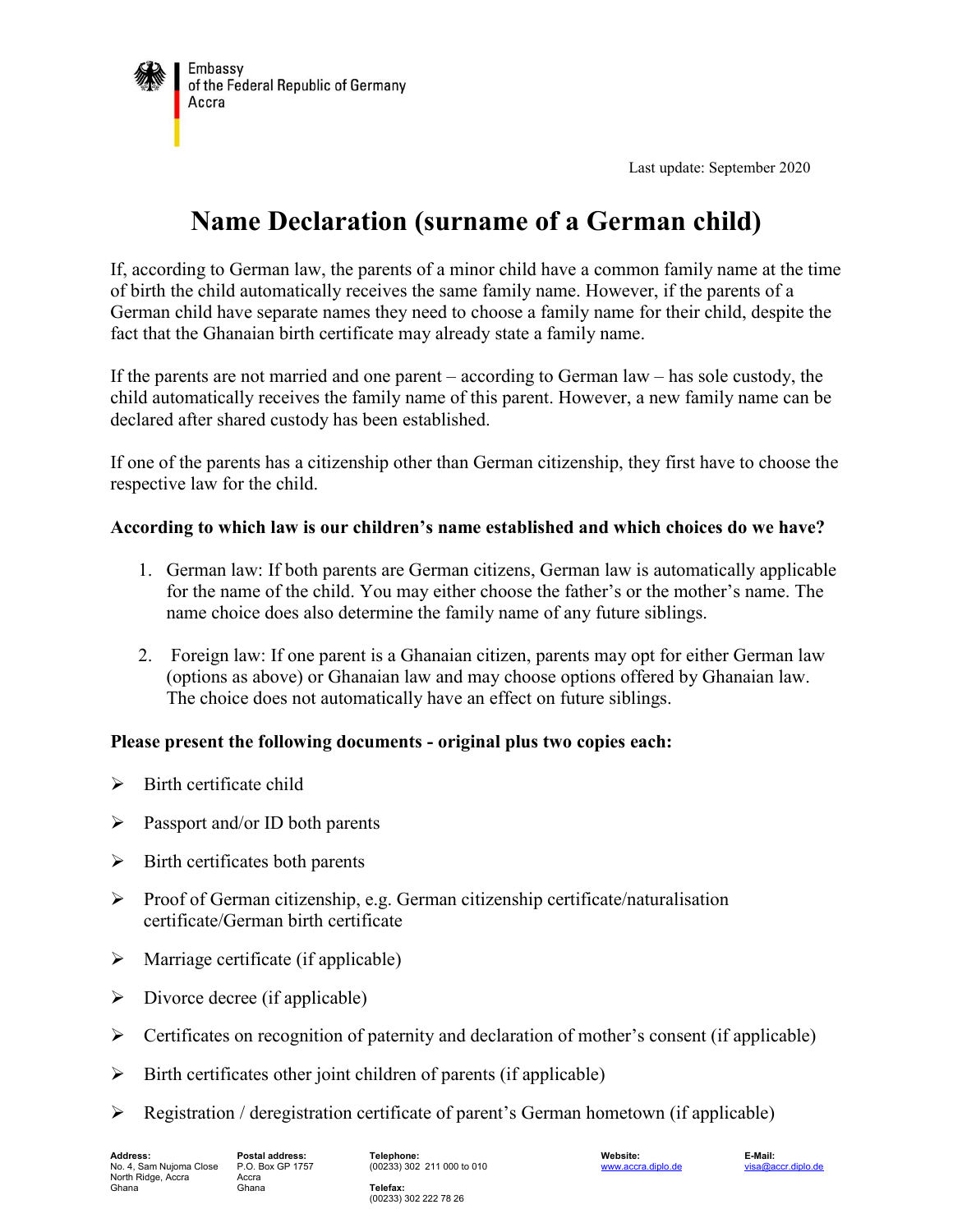Embassy
of the Federal Republic of Germany
Accra

Last update: September 2020

# Name Declaration (surname of a German child)

If, according to German law, the parents of a minor child have a common family name at the time of birth the child automatically receives the same family name. However, if the parents of a German child have separate names they need to choose a family name for their child, despite the fact that the Ghanaian birth certificate may already state a family name.

If the parents are not married and one parent – according to German law – has sole custody, the child automatically receives the family name of this parent. However, a new family name can be declared after shared custody has been established.

If one of the parents has a citizenship other than German citizenship, they first have to choose the respective law for the child.

**According to which law is our children's name established and which choices do we have?**

1. German law: If both parents are German citizens, German law is automatically applicable for the name of the child. You may either choose the father's or the mother's name. The name choice does also determine the family name of any future siblings.

2. Foreign law: If one parent is a Ghanaian citizen, parents may opt for either German law (options as above) or Ghanaian law and may choose options offered by Ghanaian law. The choice does not automatically have an effect on future siblings.

**Please present the following documents - original plus two copies each:**

- Birth certificate child
- Passport and/or ID both parents
- Birth certificates both parents
- Proof of German citizenship, e.g. German citizenship certificate/naturalisation certificate/German birth certificate
- Marriage certificate (if applicable)
- Divorce decree (if applicable)
- Certificates on recognition of paternity and declaration of mother's consent (if applicable)
- Birth certificates other joint children of parents (if applicable)
- Registration / deregistration certificate of parent's German hometown (if applicable)

**Address:**
No. 4, Sam Nujoma Close
North Ridge, Accra
Ghana

**Postal address:**
P.O. Box GP 1757
Accra
Ghana

**Telephone:**
(00233) 302 211 000 to 010

**Telefax:**
(00233) 302 222 78 26

**Website:**
www.accra.diplo.de

**E-Mail:**
visa@accr.diplo.de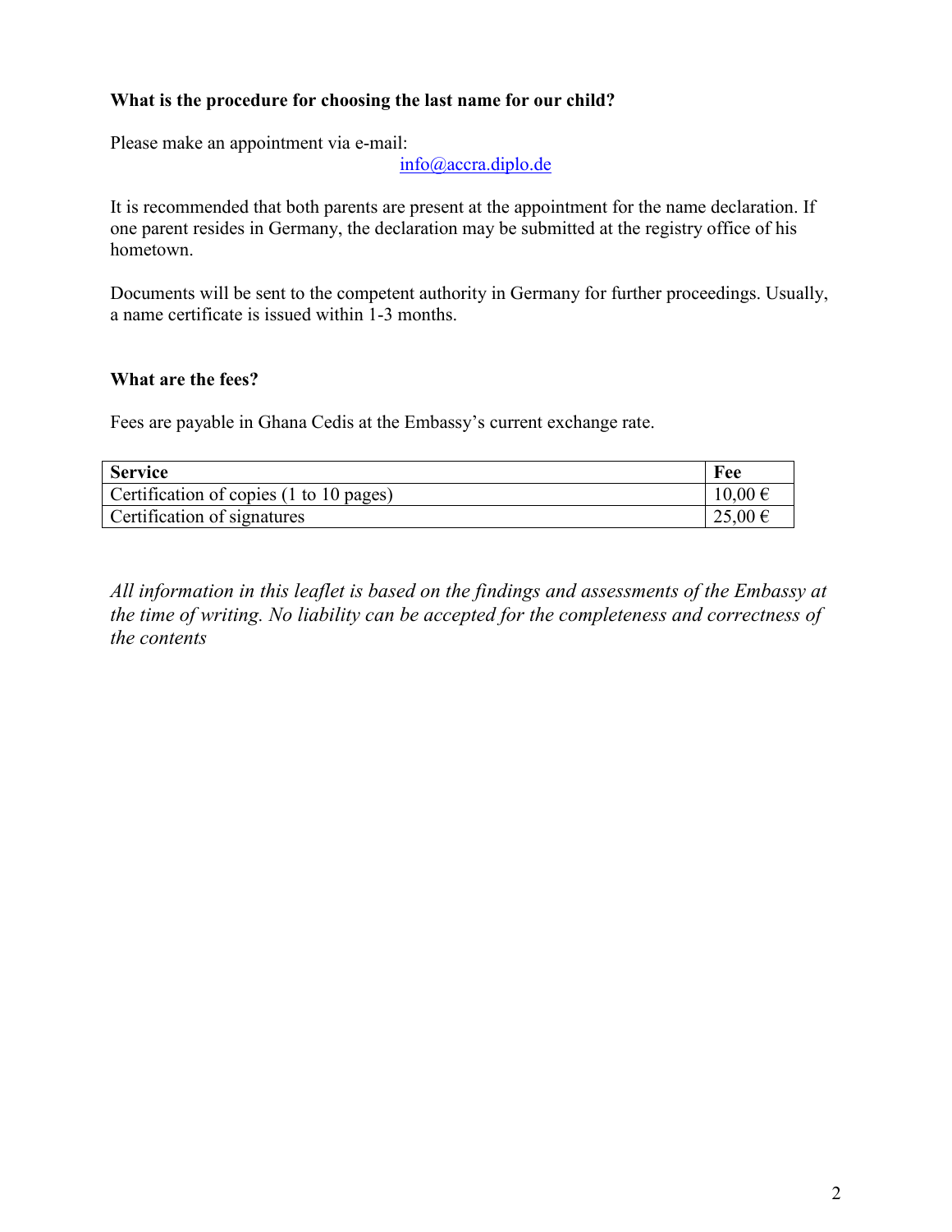**What is the procedure for choosing the last name for our child?**

Please make an appointment via e-mail:
info@accra.diplo.de

It is recommended that both parents are present at the appointment for the name declaration. If one parent resides in Germany, the declaration may be submitted at the registry office of his hometown.

Documents will be sent to the competent authority in Germany for further proceedings. Usually, a name certificate is issued within 1-3 months.

**What are the fees?**

Fees are payable in Ghana Cedis at the Embassy's current exchange rate.

| Service | Fee |
| --- | --- |
| Certification of copies (1 to 10 pages) | 10,00 € |
| Certification of signatures | 25,00 € |

*All information in this leaflet is based on the findings and assessments of the Embassy at the time of writing. No liability can be accepted for the completeness and correctness of the contents*